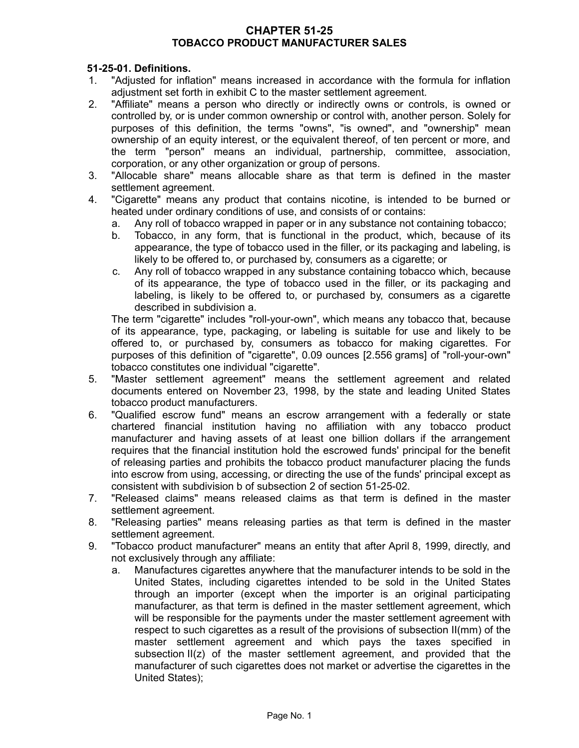# CHAPTER 51-25
## TOBACCO PRODUCT MANUFACTURER SALES

### 51-25-01. Definitions.

1. "Adjusted for inflation" means increased in accordance with the formula for inflation adjustment set forth in exhibit C to the master settlement agreement.
2. "Affiliate" means a person who directly or indirectly owns or controls, is owned or controlled by, or is under common ownership or control with, another person. Solely for purposes of this definition, the terms "owns", "is owned", and "ownership" mean ownership of an equity interest, or the equivalent thereof, of ten percent or more, and the term "person" means an individual, partnership, committee, association, corporation, or any other organization or group of persons.
3. "Allocable share" means allocable share as that term is defined in the master settlement agreement.
4. "Cigarette" means any product that contains nicotine, is intended to be burned or heated under ordinary conditions of use, and consists of or contains:
   a. Any roll of tobacco wrapped in paper or in any substance not containing tobacco;
   b. Tobacco, in any form, that is functional in the product, which, because of its appearance, the type of tobacco used in the filler, or its packaging and labeling, is likely to be offered to, or purchased by, consumers as a cigarette; or
   c. Any roll of tobacco wrapped in any substance containing tobacco which, because of its appearance, the type of tobacco used in the filler, or its packaging and labeling, is likely to be offered to, or purchased by, consumers as a cigarette described in subdivision a.

   The term "cigarette" includes "roll-your-own", which means any tobacco that, because of its appearance, type, packaging, or labeling is suitable for use and likely to be offered to, or purchased by, consumers as tobacco for making cigarettes. For purposes of this definition of "cigarette", 0.09 ounces [2.556 grams] of "roll-your-own" tobacco constitutes one individual "cigarette".
5. "Master settlement agreement" means the settlement agreement and related documents entered on November 23, 1998, by the state and leading United States tobacco product manufacturers.
6. "Qualified escrow fund" means an escrow arrangement with a federally or state chartered financial institution having no affiliation with any tobacco product manufacturer and having assets of at least one billion dollars if the arrangement requires that the financial institution hold the escrowed funds' principal for the benefit of releasing parties and prohibits the tobacco product manufacturer placing the funds into escrow from using, accessing, or directing the use of the funds' principal except as consistent with subdivision b of subsection 2 of section 51-25-02.
7. "Released claims" means released claims as that term is defined in the master settlement agreement.
8. "Releasing parties" means releasing parties as that term is defined in the master settlement agreement.
9. "Tobacco product manufacturer" means an entity that after April 8, 1999, directly, and not exclusively through any affiliate:
   a. Manufactures cigarettes anywhere that the manufacturer intends to be sold in the United States, including cigarettes intended to be sold in the United States through an importer (except when the importer is an original participating manufacturer, as that term is defined in the master settlement agreement, which will be responsible for the payments under the master settlement agreement with respect to such cigarettes as a result of the provisions of subsection II(mm) of the master settlement agreement and which pays the taxes specified in subsection II(z) of the master settlement agreement, and provided that the manufacturer of such cigarettes does not market or advertise the cigarettes in the United States);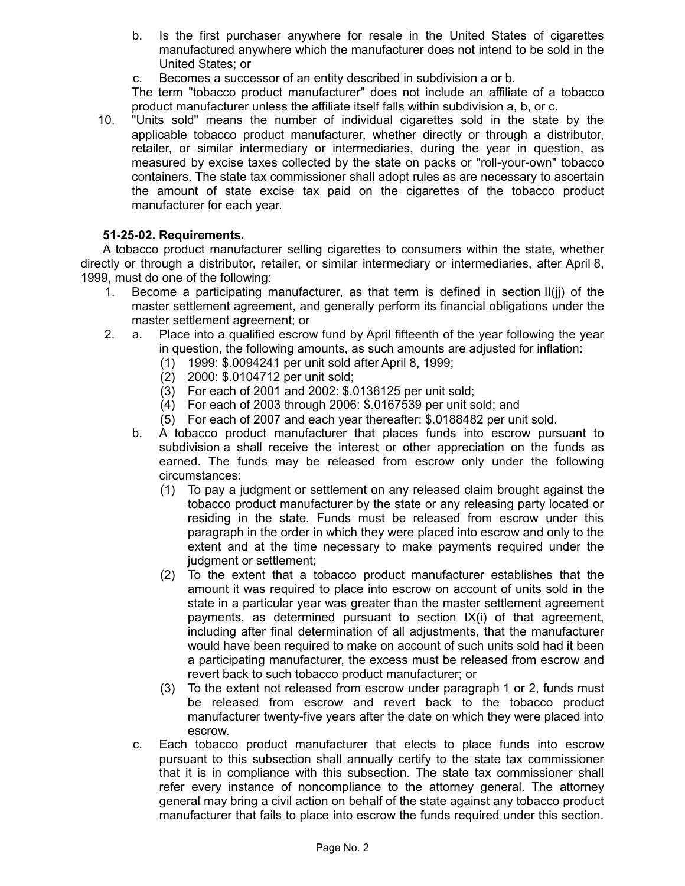b. Is the first purchaser anywhere for resale in the United States of cigarettes manufactured anywhere which the manufacturer does not intend to be sold in the United States; or

c. Becomes a successor of an entity described in subdivision a or b.

The term "tobacco product manufacturer" does not include an affiliate of a tobacco product manufacturer unless the affiliate itself falls within subdivision a, b, or c.

10. "Units sold" means the number of individual cigarettes sold in the state by the applicable tobacco product manufacturer, whether directly or through a distributor, retailer, or similar intermediary or intermediaries, during the year in question, as measured by excise taxes collected by the state on packs or "roll-your-own" tobacco containers. The state tax commissioner shall adopt rules as are necessary to ascertain the amount of state excise tax paid on the cigarettes of the tobacco product manufacturer for each year.

**51-25-02. Requirements.**

A tobacco product manufacturer selling cigarettes to consumers within the state, whether directly or through a distributor, retailer, or similar intermediary or intermediaries, after April 8, 1999, must do one of the following:

1. Become a participating manufacturer, as that term is defined in section II(jj) of the master settlement agreement, and generally perform its financial obligations under the master settlement agreement; or

2. a. Place into a qualified escrow fund by April fifteenth of the year following the year in question, the following amounts, as such amounts are adjusted for inflation:
      (1) 1999: $.0094241 per unit sold after April 8, 1999;
      (2) 2000: $.0104712 per unit sold;
      (3) For each of 2001 and 2002: $.0136125 per unit sold;
      (4) For each of 2003 through 2006: $.0167539 per unit sold; and
      (5) For each of 2007 and each year thereafter: $.0188482 per unit sold.

   b. A tobacco product manufacturer that places funds into escrow pursuant to subdivision a shall receive the interest or other appreciation on the funds as earned. The funds may be released from escrow only under the following circumstances:
      (1) To pay a judgment or settlement on any released claim brought against the tobacco product manufacturer by the state or any releasing party located or residing in the state. Funds must be released from escrow under this paragraph in the order in which they were placed into escrow and only to the extent and at the time necessary to make payments required under the judgment or settlement;
      (2) To the extent that a tobacco product manufacturer establishes that the amount it was required to place into escrow on account of units sold in the state in a particular year was greater than the master settlement agreement payments, as determined pursuant to section IX(i) of that agreement, including after final determination of all adjustments, that the manufacturer would have been required to make on account of such units sold had it been a participating manufacturer, the excess must be released from escrow and revert back to such tobacco product manufacturer; or
      (3) To the extent not released from escrow under paragraph 1 or 2, funds must be released from escrow and revert back to the tobacco product manufacturer twenty-five years after the date on which they were placed into escrow.

   c. Each tobacco product manufacturer that elects to place funds into escrow pursuant to this subsection shall annually certify to the state tax commissioner that it is in compliance with this subsection. The state tax commissioner shall refer every instance of noncompliance to the attorney general. The attorney general may bring a civil action on behalf of the state against any tobacco product manufacturer that fails to place into escrow the funds required under this section.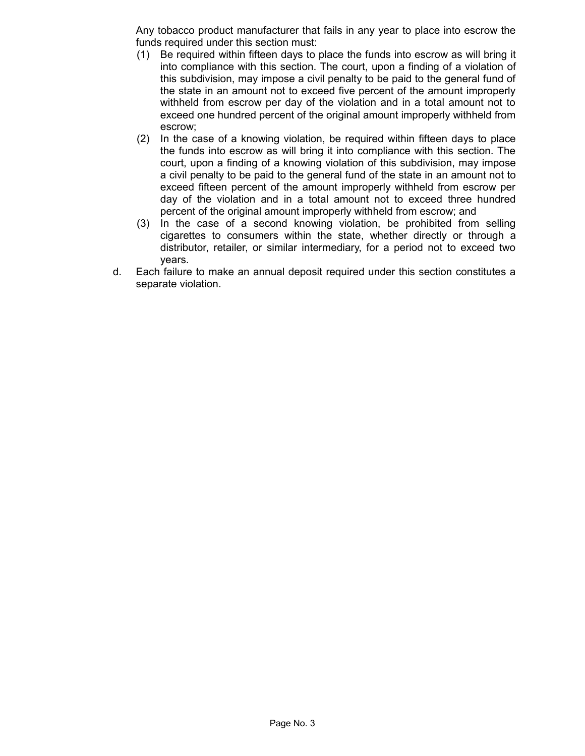Any tobacco product manufacturer that fails in any year to place into escrow the funds required under this section must:

(1) Be required within fifteen days to place the funds into escrow as will bring it into compliance with this section. The court, upon a finding of a violation of this subdivision, may impose a civil penalty to be paid to the general fund of the state in an amount not to exceed five percent of the amount improperly withheld from escrow per day of the violation and in a total amount not to exceed one hundred percent of the original amount improperly withheld from escrow;

(2) In the case of a knowing violation, be required within fifteen days to place the funds into escrow as will bring it into compliance with this section. The court, upon a finding of a knowing violation of this subdivision, may impose a civil penalty to be paid to the general fund of the state in an amount not to exceed fifteen percent of the amount improperly withheld from escrow per day of the violation and in a total amount not to exceed three hundred percent of the original amount improperly withheld from escrow; and

(3) In the case of a second knowing violation, be prohibited from selling cigarettes to consumers within the state, whether directly or through a distributor, retailer, or similar intermediary, for a period not to exceed two years.

d. Each failure to make an annual deposit required under this section constitutes a separate violation.